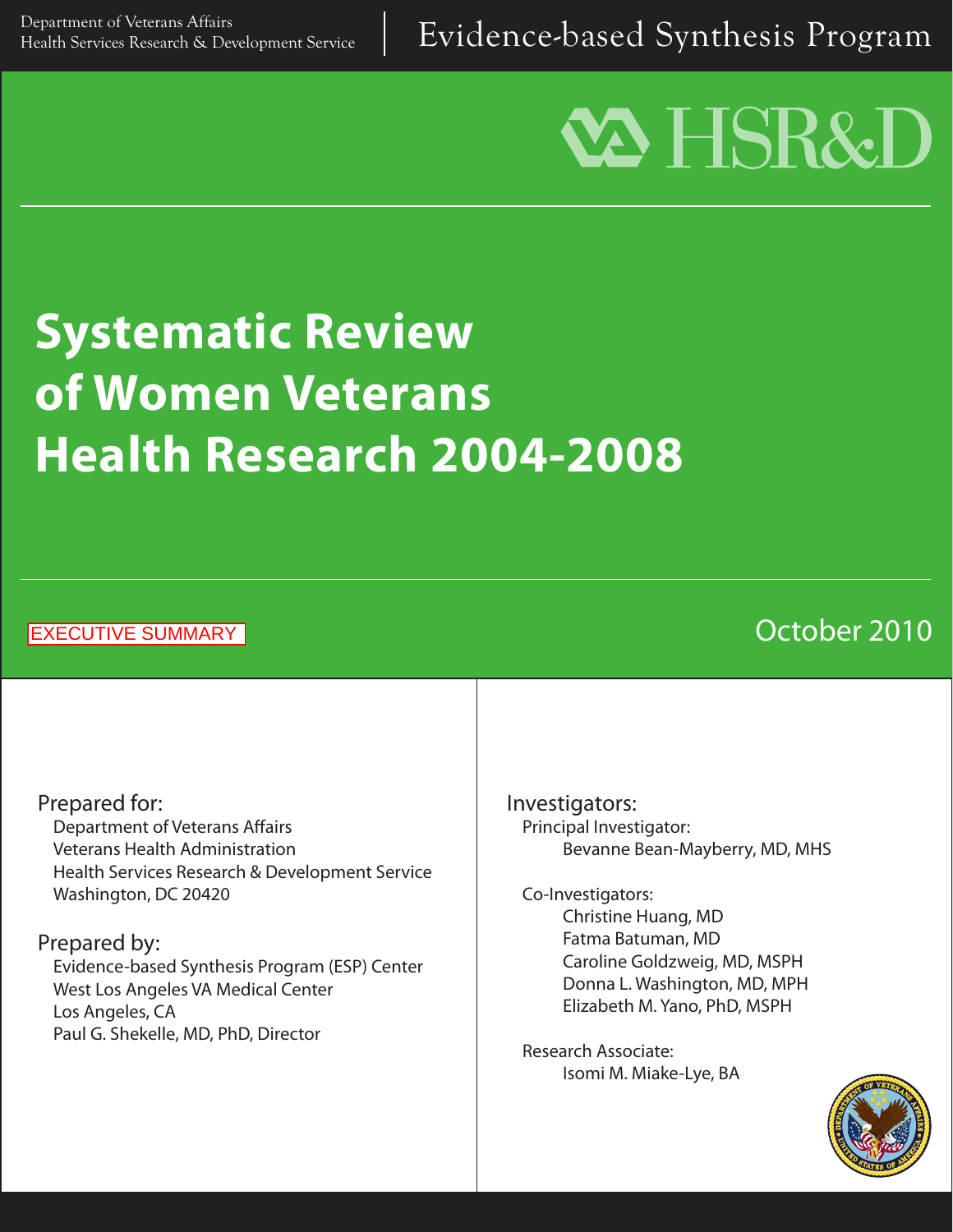Department of Veterans Affairs
Health Services Research & Development Service

Evidence-based Synthesis Program

VA HSR&D

# Systematic Review of Women Veterans Health Research 2004-2008

EXECUTIVE SUMMARY

October 2010

**Prepared for:**
Department of Veterans Affairs
Veterans Health Administration
Health Services Research & Development Service
Washington, DC 20420

**Prepared by:**
Evidence-based Synthesis Program (ESP) Center
West Los Angeles VA Medical Center
Los Angeles, CA
Paul G. Shekelle, MD, PhD, Director

**Investigators:**

Principal Investigator:
Bevanne Bean-Mayberry, MD, MHS

Co-Investigators:
Christine Huang, MD
Fatma Batuman, MD
Caroline Goldzweig, MD, MSPH
Donna L. Washington, MD, MPH
Elizabeth M. Yano, PhD, MSPH

Research Associate:
Isomi M. Miake-Lye, BA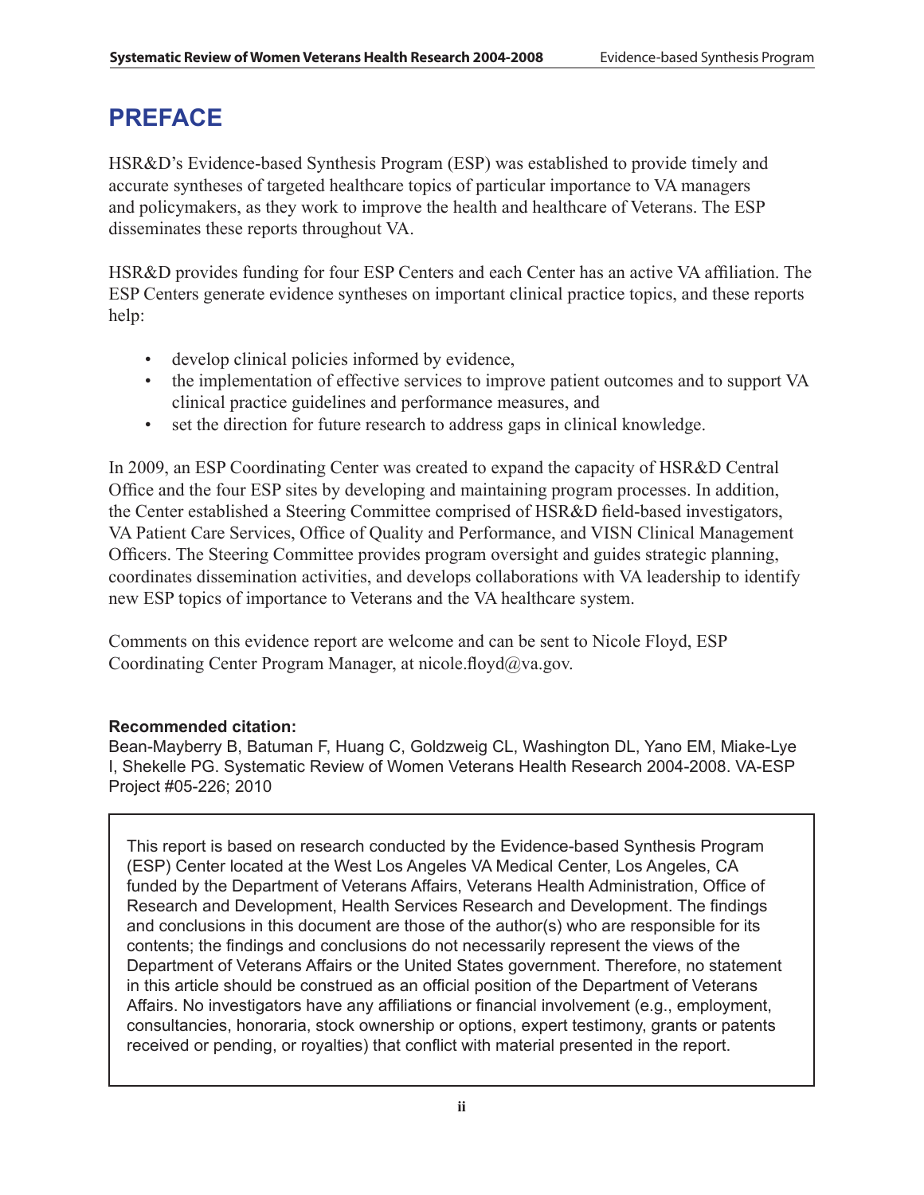# PREFACE

HSR&D's Evidence-based Synthesis Program (ESP) was established to provide timely and accurate syntheses of targeted healthcare topics of particular importance to VA managers and policymakers, as they work to improve the health and healthcare of Veterans. The ESP disseminates these reports throughout VA.

HSR&D provides funding for four ESP Centers and each Center has an active VA affiliation. The ESP Centers generate evidence syntheses on important clinical practice topics, and these reports help:

- develop clinical policies informed by evidence,
- the implementation of effective services to improve patient outcomes and to support VA clinical practice guidelines and performance measures, and
- set the direction for future research to address gaps in clinical knowledge.

In 2009, an ESP Coordinating Center was created to expand the capacity of HSR&D Central Office and the four ESP sites by developing and maintaining program processes. In addition, the Center established a Steering Committee comprised of HSR&D field-based investigators, VA Patient Care Services, Office of Quality and Performance, and VISN Clinical Management Officers. The Steering Committee provides program oversight and guides strategic planning, coordinates dissemination activities, and develops collaborations with VA leadership to identify new ESP topics of importance to Veterans and the VA healthcare system.

Comments on this evidence report are welcome and can be sent to Nicole Floyd, ESP Coordinating Center Program Manager, at nicole.floyd@va.gov.

**Recommended citation:**
Bean-Mayberry B, Batuman F, Huang C, Goldzweig CL, Washington DL, Yano EM, Miake-Lye I, Shekelle PG. Systematic Review of Women Veterans Health Research 2004-2008. VA-ESP Project #05-226; 2010

This report is based on research conducted by the Evidence-based Synthesis Program (ESP) Center located at the West Los Angeles VA Medical Center, Los Angeles, CA funded by the Department of Veterans Affairs, Veterans Health Administration, Office of Research and Development, Health Services Research and Development. The findings and conclusions in this document are those of the author(s) who are responsible for its contents; the findings and conclusions do not necessarily represent the views of the Department of Veterans Affairs or the United States government. Therefore, no statement in this article should be construed as an official position of the Department of Veterans Affairs. No investigators have any affiliations or financial involvement (e.g., employment, consultancies, honoraria, stock ownership or options, expert testimony, grants or patents received or pending, or royalties) that conflict with material presented in the report.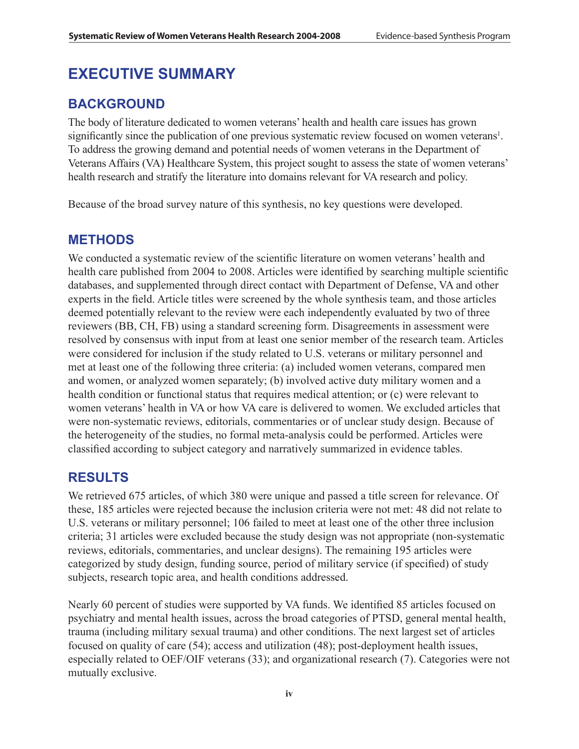# EXECUTIVE SUMMARY

## BACKGROUND

The body of literature dedicated to women veterans' health and health care issues has grown significantly since the publication of one previous systematic review focused on women veterans[1]. To address the growing demand and potential needs of women veterans in the Department of Veterans Affairs (VA) Healthcare System, this project sought to assess the state of women veterans' health research and stratify the literature into domains relevant for VA research and policy.

Because of the broad survey nature of this synthesis, no key questions were developed.

## METHODS

We conducted a systematic review of the scientific literature on women veterans' health and health care published from 2004 to 2008. Articles were identified by searching multiple scientific databases, and supplemented through direct contact with Department of Defense, VA and other experts in the field. Article titles were screened by the whole synthesis team, and those articles deemed potentially relevant to the review were each independently evaluated by two of three reviewers (BB, CH, FB) using a standard screening form. Disagreements in assessment were resolved by consensus with input from at least one senior member of the research team. Articles were considered for inclusion if the study related to U.S. veterans or military personnel and met at least one of the following three criteria: (a) included women veterans, compared men and women, or analyzed women separately; (b) involved active duty military women and a health condition or functional status that requires medical attention; or (c) were relevant to women veterans' health in VA or how VA care is delivered to women. We excluded articles that were non-systematic reviews, editorials, commentaries or of unclear study design. Because of the heterogeneity of the studies, no formal meta-analysis could be performed. Articles were classified according to subject category and narratively summarized in evidence tables.

## RESULTS

We retrieved 675 articles, of which 380 were unique and passed a title screen for relevance. Of these, 185 articles were rejected because the inclusion criteria were not met: 48 did not relate to U.S. veterans or military personnel; 106 failed to meet at least one of the other three inclusion criteria; 31 articles were excluded because the study design was not appropriate (non-systematic reviews, editorials, commentaries, and unclear designs). The remaining 195 articles were categorized by study design, funding source, period of military service (if specified) of study subjects, research topic area, and health conditions addressed.

Nearly 60 percent of studies were supported by VA funds. We identified 85 articles focused on psychiatry and mental health issues, across the broad categories of PTSD, general mental health, trauma (including military sexual trauma) and other conditions. The next largest set of articles focused on quality of care (54); access and utilization (48); post-deployment health issues, especially related to OEF/OIF veterans (33); and organizational research (7). Categories were not mutually exclusive.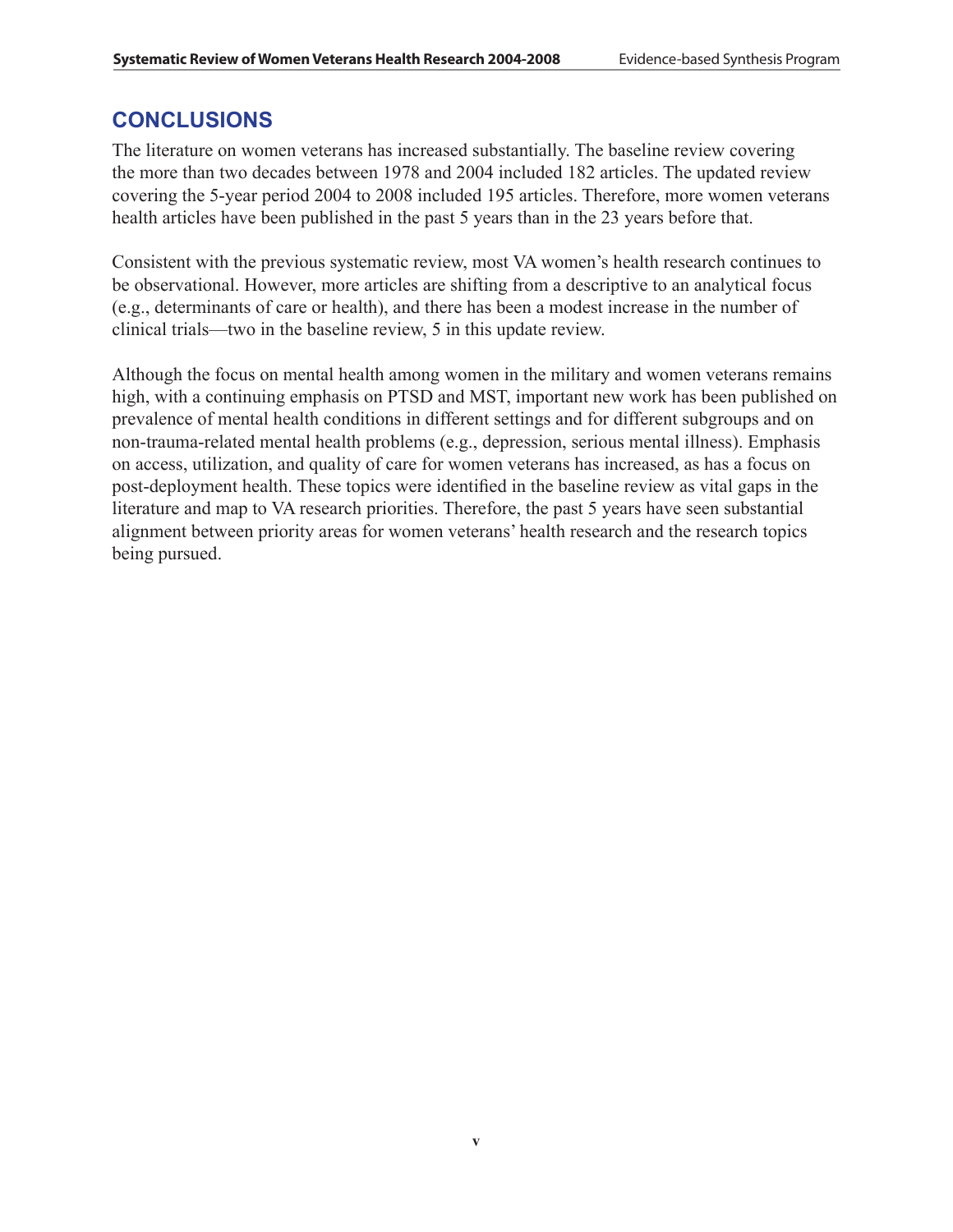## CONCLUSIONS

The literature on women veterans has increased substantially. The baseline review covering the more than two decades between 1978 and 2004 included 182 articles. The updated review covering the 5-year period 2004 to 2008 included 195 articles. Therefore, more women veterans health articles have been published in the past 5 years than in the 23 years before that.

Consistent with the previous systematic review, most VA women's health research continues to be observational. However, more articles are shifting from a descriptive to an analytical focus (e.g., determinants of care or health), and there has been a modest increase in the number of clinical trials—two in the baseline review, 5 in this update review.

Although the focus on mental health among women in the military and women veterans remains high, with a continuing emphasis on PTSD and MST, important new work has been published on prevalence of mental health conditions in different settings and for different subgroups and on non-trauma-related mental health problems (e.g., depression, serious mental illness). Emphasis on access, utilization, and quality of care for women veterans has increased, as has a focus on post-deployment health. These topics were identified in the baseline review as vital gaps in the literature and map to VA research priorities. Therefore, the past 5 years have seen substantial alignment between priority areas for women veterans' health research and the research topics being pursued.